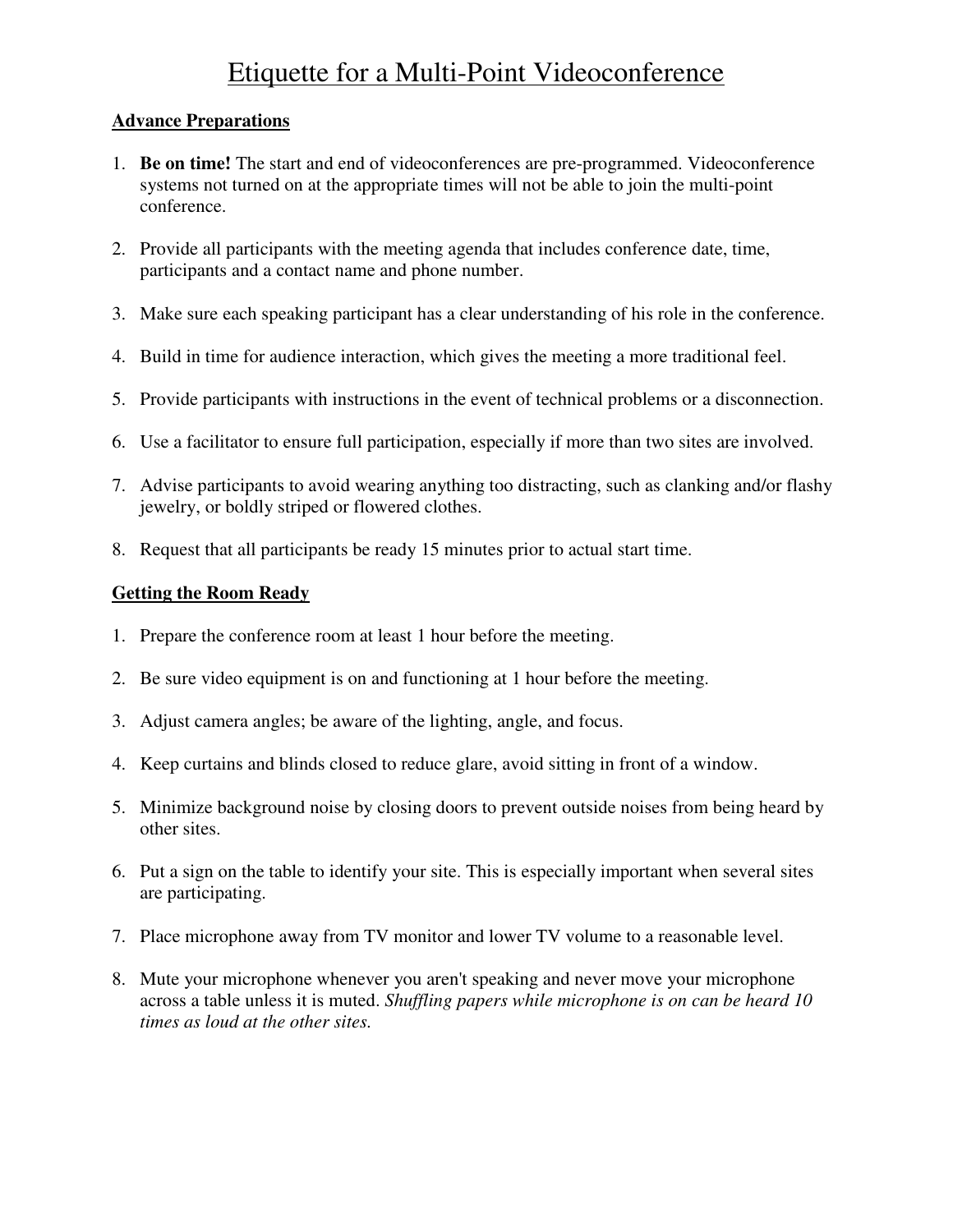# Etiquette for a Multi-Point Videoconference

## Advance Preparations

1. **Be on time!** The start and end of videoconferences are pre-programmed. Videoconference systems not turned on at the appropriate times will not be able to join the multi-point conference.

2. Provide all participants with the meeting agenda that includes conference date, time, participants and a contact name and phone number.

3. Make sure each speaking participant has a clear understanding of his role in the conference.

4. Build in time for audience interaction, which gives the meeting a more traditional feel.

5. Provide participants with instructions in the event of technical problems or a disconnection.

6. Use a facilitator to ensure full participation, especially if more than two sites are involved.

7. Advise participants to avoid wearing anything too distracting, such as clanking and/or flashy jewelry, or boldly striped or flowered clothes.

8. Request that all participants be ready 15 minutes prior to actual start time.

## Getting the Room Ready

1. Prepare the conference room at least 1 hour before the meeting.

2. Be sure video equipment is on and functioning at 1 hour before the meeting.

3. Adjust camera angles; be aware of the lighting, angle, and focus.

4. Keep curtains and blinds closed to reduce glare, avoid sitting in front of a window.

5. Minimize background noise by closing doors to prevent outside noises from being heard by other sites.

6. Put a sign on the table to identify your site. This is especially important when several sites are participating.

7. Place microphone away from TV monitor and lower TV volume to a reasonable level.

8. Mute your microphone whenever you aren't speaking and never move your microphone across a table unless it is muted. *Shuffling papers while microphone is on can be heard 10 times as loud at the other sites.*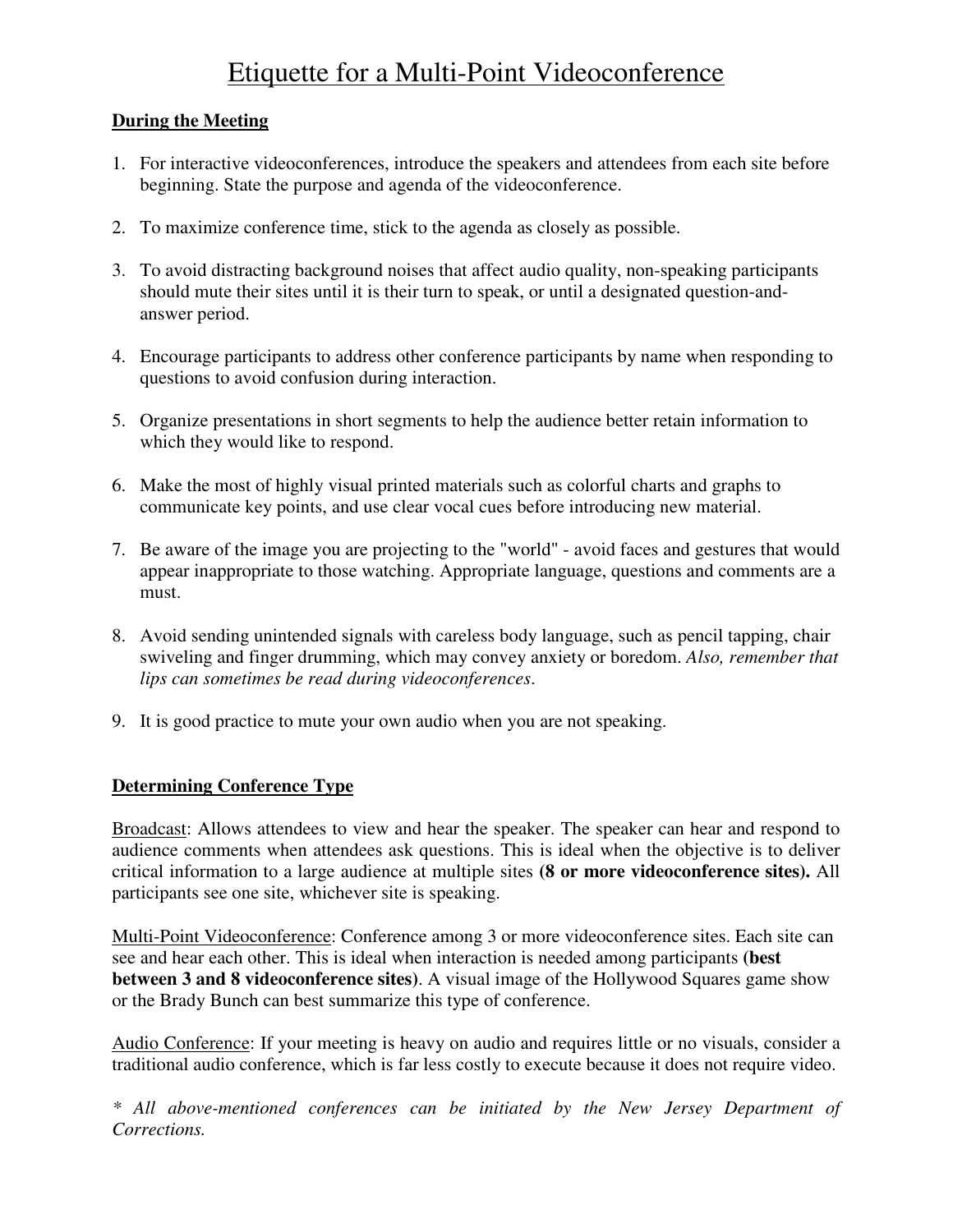# Etiquette for a Multi-Point Videoconference

## During the Meeting

1. For interactive videoconferences, introduce the speakers and attendees from each site before beginning. State the purpose and agenda of the videoconference.

2. To maximize conference time, stick to the agenda as closely as possible.

3. To avoid distracting background noises that affect audio quality, non-speaking participants should mute their sites until it is their turn to speak, or until a designated question-and-answer period.

4. Encourage participants to address other conference participants by name when responding to questions to avoid confusion during interaction.

5. Organize presentations in short segments to help the audience better retain information to which they would like to respond.

6. Make the most of highly visual printed materials such as colorful charts and graphs to communicate key points, and use clear vocal cues before introducing new material.

7. Be aware of the image you are projecting to the "world" - avoid faces and gestures that would appear inappropriate to those watching. Appropriate language, questions and comments are a must.

8. Avoid sending unintended signals with careless body language, such as pencil tapping, chair swiveling and finger drumming, which may convey anxiety or boredom. *Also, remember that lips can sometimes be read during videoconferences*.

9. It is good practice to mute your own audio when you are not speaking.

## Determining Conference Type

Broadcast: Allows attendees to view and hear the speaker. The speaker can hear and respond to audience comments when attendees ask questions. This is ideal when the objective is to deliver critical information to a large audience at multiple sites **(8 or more videoconference sites).** All participants see one site, whichever site is speaking.

Multi-Point Videoconference: Conference among 3 or more videoconference sites. Each site can see and hear each other. This is ideal when interaction is needed among participants **(best between 3 and 8 videoconference sites)**. A visual image of the Hollywood Squares game show or the Brady Bunch can best summarize this type of conference.

Audio Conference: If your meeting is heavy on audio and requires little or no visuals, consider a traditional audio conference, which is far less costly to execute because it does not require video.

*\* All above-mentioned conferences can be initiated by the New Jersey Department of Corrections.*